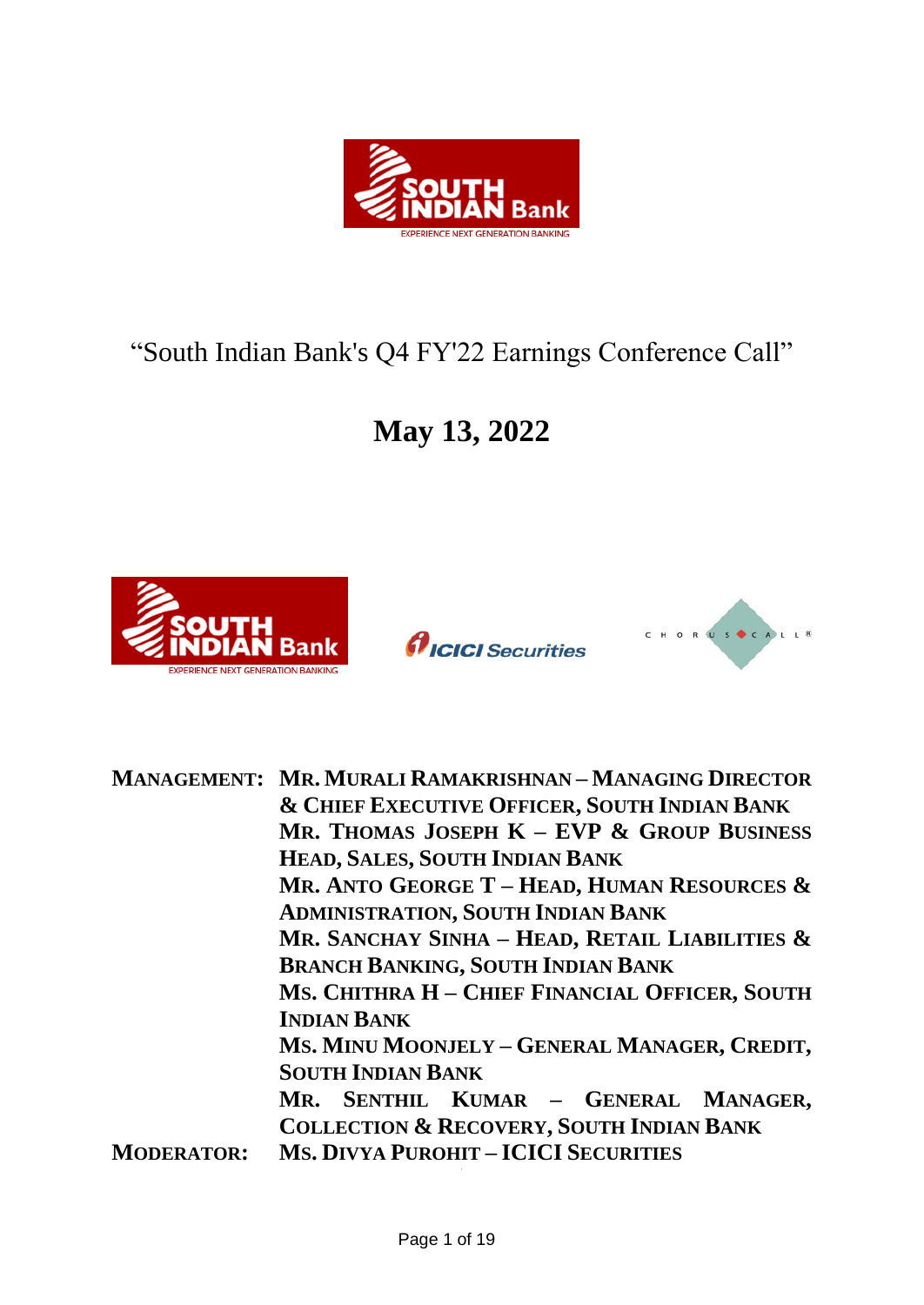# "South Indian Bank's Q4 FY'22 Earnings Conference Call"

## May 13, 2022

**MANAGEMENT:** **MR. MURALI RAMAKRISHNAN – MANAGING DIRECTOR & CHIEF EXECUTIVE OFFICER, SOUTH INDIAN BANK**
**MR. THOMAS JOSEPH K – EVP & GROUP BUSINESS HEAD, SALES, SOUTH INDIAN BANK**
**MR. ANTO GEORGE T – HEAD, HUMAN RESOURCES & ADMINISTRATION, SOUTH INDIAN BANK**
**MR. SANCHAY SINHA – HEAD, RETAIL LIABILITIES & BRANCH BANKING, SOUTH INDIAN BANK**
**MS. CHITHRA H – CHIEF FINANCIAL OFFICER, SOUTH INDIAN BANK**
**MS. MINU MOONJELY – GENERAL MANAGER, CREDIT, SOUTH INDIAN BANK**
**MR. SENTHIL KUMAR – GENERAL MANAGER, COLLECTION & RECOVERY, SOUTH INDIAN BANK**

**MODERATOR:** **MS. DIVYA PUROHIT – ICICI SECURITIES**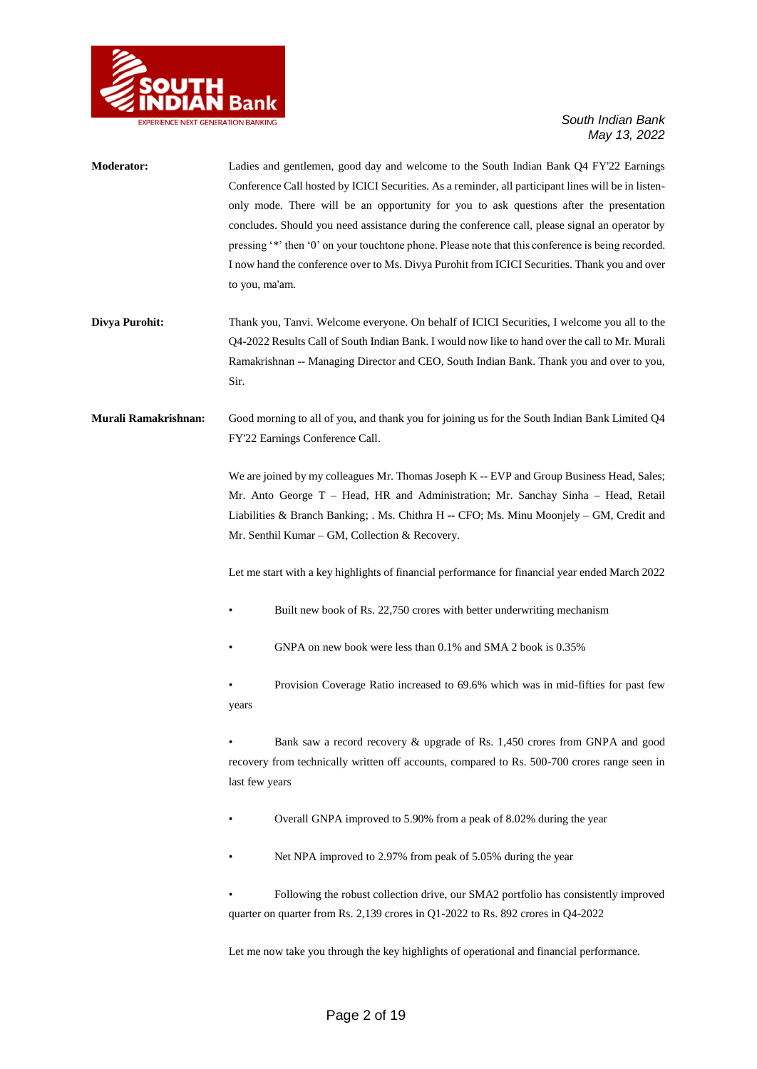**Moderator:** Ladies and gentlemen, good day and welcome to the South Indian Bank Q4 FY'22 Earnings Conference Call hosted by ICICI Securities. As a reminder, all participant lines will be in listen-only mode. There will be an opportunity for you to ask questions after the presentation concludes. Should you need assistance during the conference call, please signal an operator by pressing '*' then '0' on your touchtone phone. Please note that this conference is being recorded. I now hand the conference over to Ms. Divya Purohit from ICICI Securities. Thank you and over to you, ma'am.

**Divya Purohit:** Thank you, Tanvi. Welcome everyone. On behalf of ICICI Securities, I welcome you all to the Q4-2022 Results Call of South Indian Bank. I would now like to hand over the call to Mr. Murali Ramakrishnan -- Managing Director and CEO, South Indian Bank. Thank you and over to you, Sir.

**Murali Ramakrishnan:** Good morning to all of you, and thank you for joining us for the South Indian Bank Limited Q4 FY'22 Earnings Conference Call.

We are joined by my colleagues Mr. Thomas Joseph K -- EVP and Group Business Head, Sales; Mr. Anto George T – Head, HR and Administration; Mr. Sanchay Sinha – Head, Retail Liabilities & Branch Banking; . Ms. Chithra H -- CFO; Ms. Minu Moonjely – GM, Credit and Mr. Senthil Kumar – GM, Collection & Recovery.

Let me start with a key highlights of financial performance for financial year ended March 2022

- Built new book of Rs. 22,750 crores with better underwriting mechanism
- GNPA on new book were less than 0.1% and SMA 2 book is 0.35%
- Provision Coverage Ratio increased to 69.6% which was in mid-fifties for past few years
- Bank saw a record recovery & upgrade of Rs. 1,450 crores from GNPA and good recovery from technically written off accounts, compared to Rs. 500-700 crores range seen in last few years
- Overall GNPA improved to 5.90% from a peak of 8.02% during the year
- Net NPA improved to 2.97% from peak of 5.05% during the year
- Following the robust collection drive, our SMA2 portfolio has consistently improved quarter on quarter from Rs. 2,139 crores in Q1-2022 to Rs. 892 crores in Q4-2022

Let me now take you through the key highlights of operational and financial performance.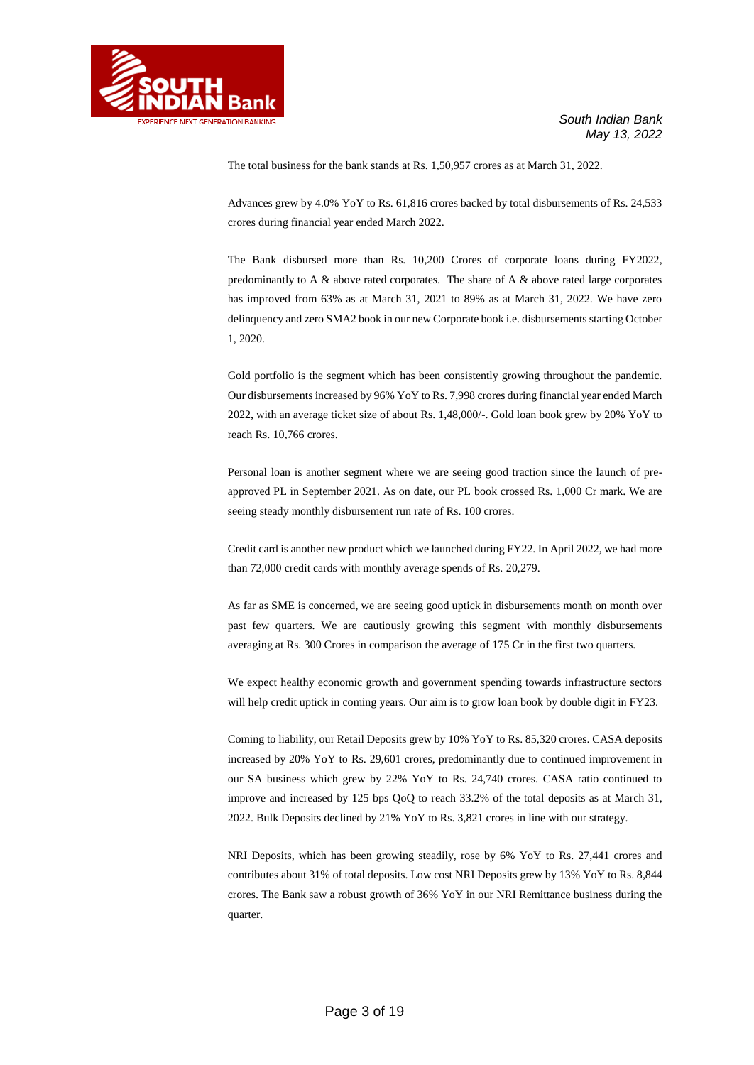The total business for the bank stands at Rs. 1,50,957 crores as at March 31, 2022.

Advances grew by 4.0% YoY to Rs. 61,816 crores backed by total disbursements of Rs. 24,533 crores during financial year ended March 2022.

The Bank disbursed more than Rs. 10,200 Crores of corporate loans during FY2022, predominantly to A & above rated corporates. The share of A & above rated large corporates has improved from 63% as at March 31, 2021 to 89% as at March 31, 2022. We have zero delinquency and zero SMA2 book in our new Corporate book i.e. disbursements starting October 1, 2020.

Gold portfolio is the segment which has been consistently growing throughout the pandemic. Our disbursements increased by 96% YoY to Rs. 7,998 crores during financial year ended March 2022, with an average ticket size of about Rs. 1,48,000/-. Gold loan book grew by 20% YoY to reach Rs. 10,766 crores.

Personal loan is another segment where we are seeing good traction since the launch of pre-approved PL in September 2021. As on date, our PL book crossed Rs. 1,000 Cr mark. We are seeing steady monthly disbursement run rate of Rs. 100 crores.

Credit card is another new product which we launched during FY22. In April 2022, we had more than 72,000 credit cards with monthly average spends of Rs. 20,279.

As far as SME is concerned, we are seeing good uptick in disbursements month on month over past few quarters. We are cautiously growing this segment with monthly disbursements averaging at Rs. 300 Crores in comparison the average of 175 Cr in the first two quarters.

We expect healthy economic growth and government spending towards infrastructure sectors will help credit uptick in coming years. Our aim is to grow loan book by double digit in FY23.

Coming to liability, our Retail Deposits grew by 10% YoY to Rs. 85,320 crores. CASA deposits increased by 20% YoY to Rs. 29,601 crores, predominantly due to continued improvement in our SA business which grew by 22% YoY to Rs. 24,740 crores. CASA ratio continued to improve and increased by 125 bps QoQ to reach 33.2% of the total deposits as at March 31, 2022. Bulk Deposits declined by 21% YoY to Rs. 3,821 crores in line with our strategy.

NRI Deposits, which has been growing steadily, rose by 6% YoY to Rs. 27,441 crores and contributes about 31% of total deposits. Low cost NRI Deposits grew by 13% YoY to Rs. 8,844 crores. The Bank saw a robust growth of 36% YoY in our NRI Remittance business during the quarter.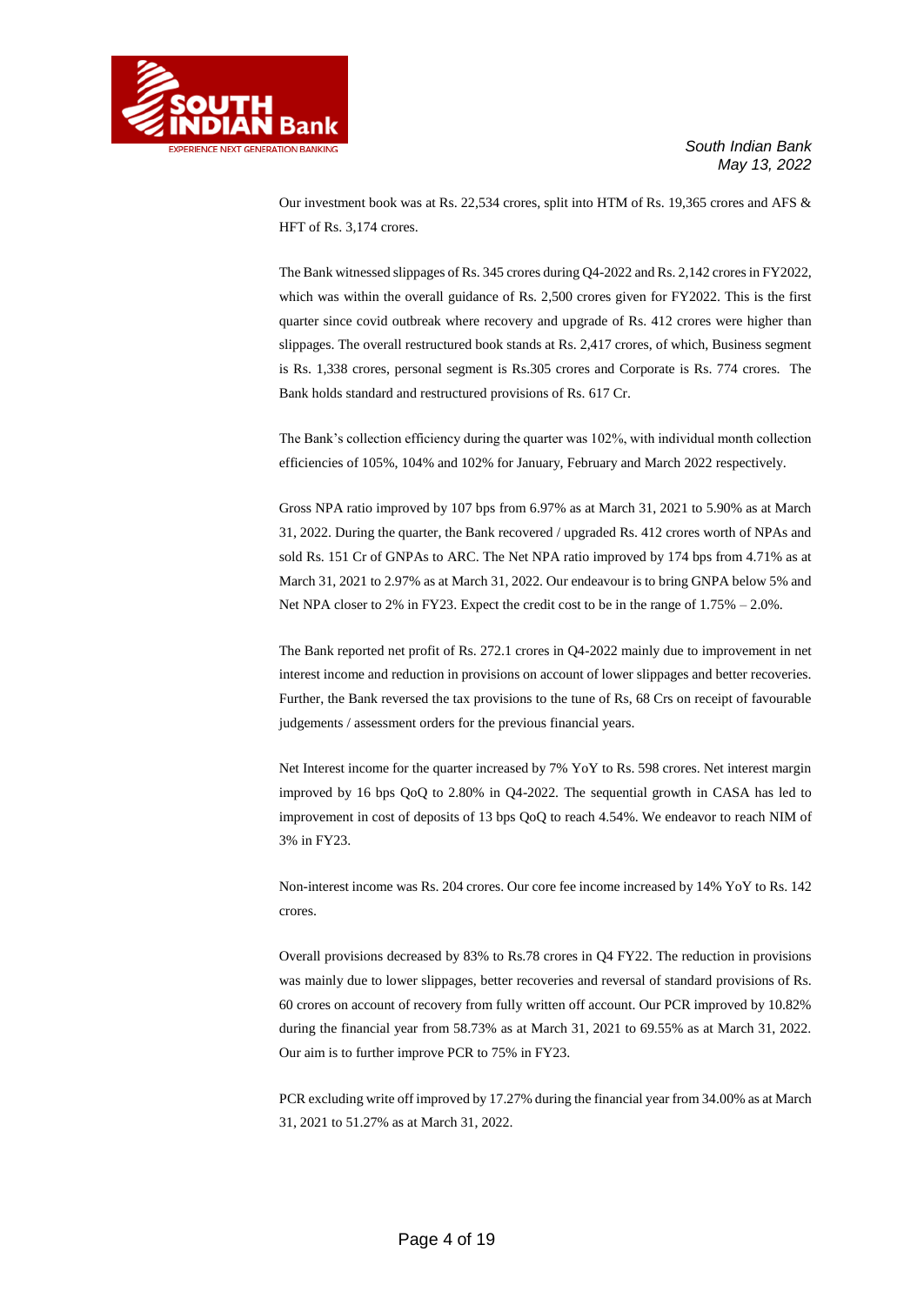Our investment book was at Rs. 22,534 crores, split into HTM of Rs. 19,365 crores and AFS & HFT of Rs. 3,174 crores.

The Bank witnessed slippages of Rs. 345 crores during Q4-2022 and Rs. 2,142 crores in FY2022, which was within the overall guidance of Rs. 2,500 crores given for FY2022. This is the first quarter since covid outbreak where recovery and upgrade of Rs. 412 crores were higher than slippages. The overall restructured book stands at Rs. 2,417 crores, of which, Business segment is Rs. 1,338 crores, personal segment is Rs.305 crores and Corporate is Rs. 774 crores. The Bank holds standard and restructured provisions of Rs. 617 Cr.

The Bank's collection efficiency during the quarter was 102%, with individual month collection efficiencies of 105%, 104% and 102% for January, February and March 2022 respectively.

Gross NPA ratio improved by 107 bps from 6.97% as at March 31, 2021 to 5.90% as at March 31, 2022. During the quarter, the Bank recovered / upgraded Rs. 412 crores worth of NPAs and sold Rs. 151 Cr of GNPAs to ARC. The Net NPA ratio improved by 174 bps from 4.71% as at March 31, 2021 to 2.97% as at March 31, 2022. Our endeavour is to bring GNPA below 5% and Net NPA closer to 2% in FY23. Expect the credit cost to be in the range of 1.75% – 2.0%.

The Bank reported net profit of Rs. 272.1 crores in Q4-2022 mainly due to improvement in net interest income and reduction in provisions on account of lower slippages and better recoveries. Further, the Bank reversed the tax provisions to the tune of Rs, 68 Crs on receipt of favourable judgements / assessment orders for the previous financial years.

Net Interest income for the quarter increased by 7% YoY to Rs. 598 crores. Net interest margin improved by 16 bps QoQ to 2.80% in Q4-2022. The sequential growth in CASA has led to improvement in cost of deposits of 13 bps QoQ to reach 4.54%. We endeavor to reach NIM of 3% in FY23.

Non-interest income was Rs. 204 crores. Our core fee income increased by 14% YoY to Rs. 142 crores.

Overall provisions decreased by 83% to Rs.78 crores in Q4 FY22. The reduction in provisions was mainly due to lower slippages, better recoveries and reversal of standard provisions of Rs. 60 crores on account of recovery from fully written off account. Our PCR improved by 10.82% during the financial year from 58.73% as at March 31, 2021 to 69.55% as at March 31, 2022. Our aim is to further improve PCR to 75% in FY23.

PCR excluding write off improved by 17.27% during the financial year from 34.00% as at March 31, 2021 to 51.27% as at March 31, 2022.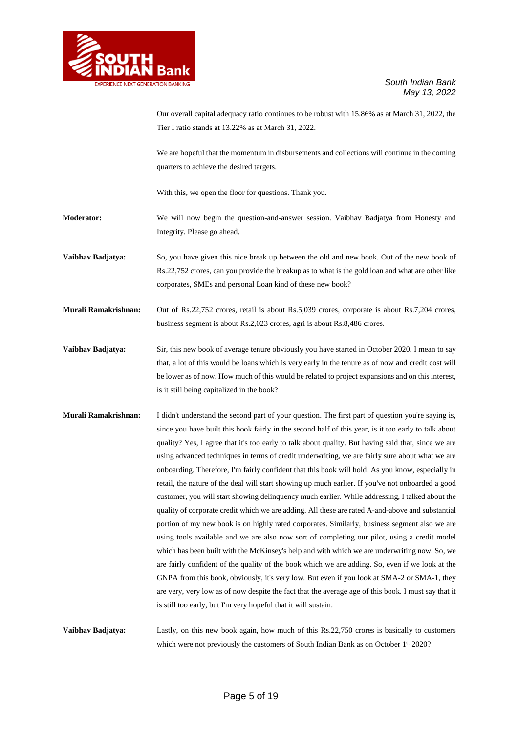Our overall capital adequacy ratio continues to be robust with 15.86% as at March 31, 2022, the Tier I ratio stands at 13.22% as at March 31, 2022.

We are hopeful that the momentum in disbursements and collections will continue in the coming quarters to achieve the desired targets.

With this, we open the floor for questions. Thank you.

**Moderator:** We will now begin the question-and-answer session. Vaibhav Badjatya from Honesty and Integrity. Please go ahead.

**Vaibhav Badjatya:** So, you have given this nice break up between the old and new book. Out of the new book of Rs.22,752 crores, can you provide the breakup as to what is the gold loan and what are other like corporates, SMEs and personal Loan kind of these new book?

**Murali Ramakrishnan:** Out of Rs.22,752 crores, retail is about Rs.5,039 crores, corporate is about Rs.7,204 crores, business segment is about Rs.2,023 crores, agri is about Rs.8,486 crores.

**Vaibhav Badjatya:** Sir, this new book of average tenure obviously you have started in October 2020. I mean to say that, a lot of this would be loans which is very early in the tenure as of now and credit cost will be lower as of now. How much of this would be related to project expansions and on this interest, is it still being capitalized in the book?

**Murali Ramakrishnan:** I didn't understand the second part of your question. The first part of question you're saying is, since you have built this book fairly in the second half of this year, is it too early to talk about quality? Yes, I agree that it's too early to talk about quality. But having said that, since we are using advanced techniques in terms of credit underwriting, we are fairly sure about what we are onboarding. Therefore, I'm fairly confident that this book will hold. As you know, especially in retail, the nature of the deal will start showing up much earlier. If you've not onboarded a good customer, you will start showing delinquency much earlier. While addressing, I talked about the quality of corporate credit which we are adding. All these are rated A-and-above and substantial portion of my new book is on highly rated corporates. Similarly, business segment also we are using tools available and we are also now sort of completing our pilot, using a credit model which has been built with the McKinsey's help and with which we are underwriting now. So, we are fairly confident of the quality of the book which we are adding. So, even if we look at the GNPA from this book, obviously, it's very low. But even if you look at SMA-2 or SMA-1, they are very, very low as of now despite the fact that the average age of this book. I must say that it is still too early, but I'm very hopeful that it will sustain.

**Vaibhav Badjatya:** Lastly, on this new book again, how much of this Rs.22,750 crores is basically to customers which were not previously the customers of South Indian Bank as on October 1st 2020?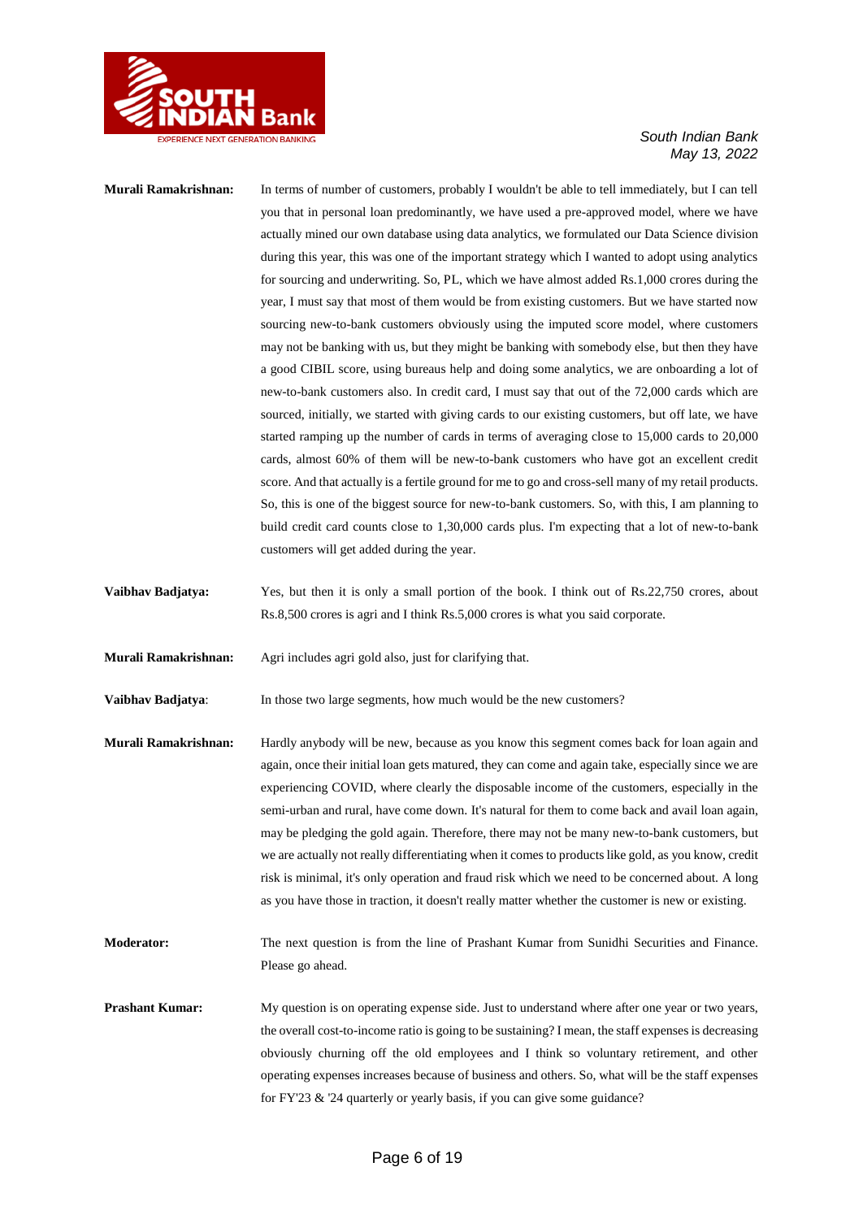**Murali Ramakrishnan:** In terms of number of customers, probably I wouldn't be able to tell immediately, but I can tell you that in personal loan predominantly, we have used a pre-approved model, where we have actually mined our own database using data analytics, we formulated our Data Science division during this year, this was one of the important strategy which I wanted to adopt using analytics for sourcing and underwriting. So, PL, which we have almost added Rs.1,000 crores during the year, I must say that most of them would be from existing customers. But we have started now sourcing new-to-bank customers obviously using the imputed score model, where customers may not be banking with us, but they might be banking with somebody else, but then they have a good CIBIL score, using bureaus help and doing some analytics, we are onboarding a lot of new-to-bank customers also. In credit card, I must say that out of the 72,000 cards which are sourced, initially, we started with giving cards to our existing customers, but off late, we have started ramping up the number of cards in terms of averaging close to 15,000 cards to 20,000 cards, almost 60% of them will be new-to-bank customers who have got an excellent credit score. And that actually is a fertile ground for me to go and cross-sell many of my retail products. So, this is one of the biggest source for new-to-bank customers. So, with this, I am planning to build credit card counts close to 1,30,000 cards plus. I'm expecting that a lot of new-to-bank customers will get added during the year.

**Vaibhav Badjatya:** Yes, but then it is only a small portion of the book. I think out of Rs.22,750 crores, about Rs.8,500 crores is agri and I think Rs.5,000 crores is what you said corporate.

**Murali Ramakrishnan:** Agri includes agri gold also, just for clarifying that.

**Vaibhav Badjatya**: In those two large segments, how much would be the new customers?

**Murali Ramakrishnan:** Hardly anybody will be new, because as you know this segment comes back for loan again and again, once their initial loan gets matured, they can come and again take, especially since we are experiencing COVID, where clearly the disposable income of the customers, especially in the semi-urban and rural, have come down. It's natural for them to come back and avail loan again, may be pledging the gold again. Therefore, there may not be many new-to-bank customers, but we are actually not really differentiating when it comes to products like gold, as you know, credit risk is minimal, it's only operation and fraud risk which we need to be concerned about. A long as you have those in traction, it doesn't really matter whether the customer is new or existing.

**Moderator:** The next question is from the line of Prashant Kumar from Sunidhi Securities and Finance. Please go ahead.

**Prashant Kumar:** My question is on operating expense side. Just to understand where after one year or two years, the overall cost-to-income ratio is going to be sustaining? I mean, the staff expenses is decreasing obviously churning off the old employees and I think so voluntary retirement, and other operating expenses increases because of business and others. So, what will be the staff expenses for FY'23 & '24 quarterly or yearly basis, if you can give some guidance?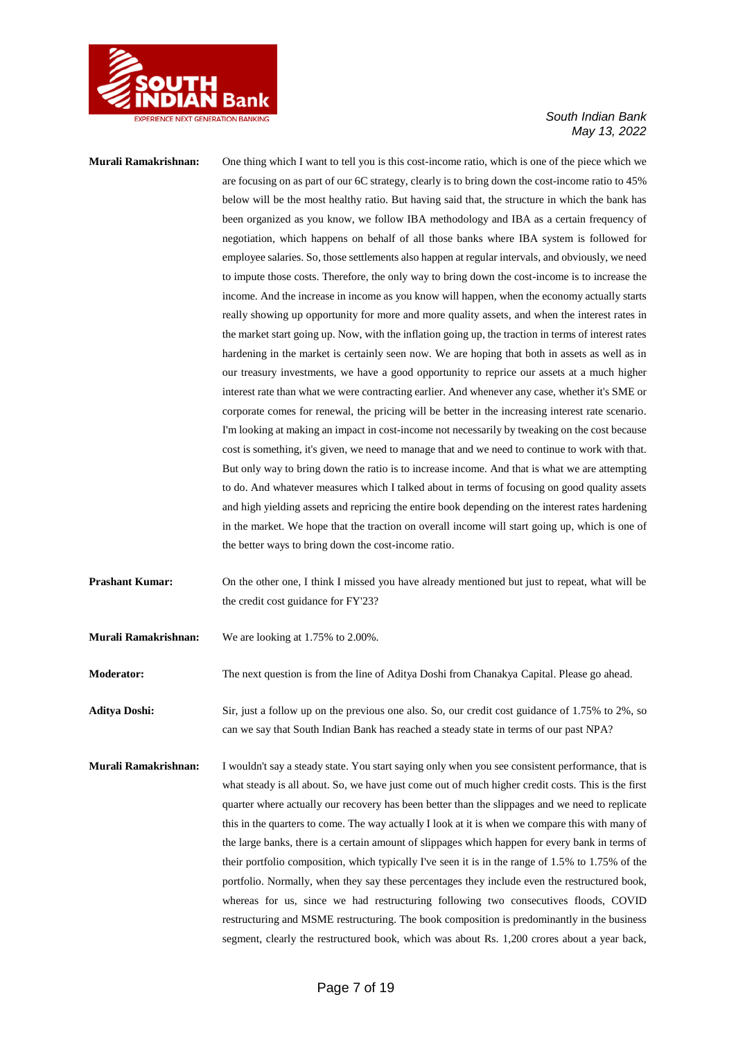**Murali Ramakrishnan:** One thing which I want to tell you is this cost-income ratio, which is one of the piece which we are focusing on as part of our 6C strategy, clearly is to bring down the cost-income ratio to 45% below will be the most healthy ratio. But having said that, the structure in which the bank has been organized as you know, we follow IBA methodology and IBA as a certain frequency of negotiation, which happens on behalf of all those banks where IBA system is followed for employee salaries. So, those settlements also happen at regular intervals, and obviously, we need to impute those costs. Therefore, the only way to bring down the cost-income is to increase the income. And the increase in income as you know will happen, when the economy actually starts really showing up opportunity for more and more quality assets, and when the interest rates in the market start going up. Now, with the inflation going up, the traction in terms of interest rates hardening in the market is certainly seen now. We are hoping that both in assets as well as in our treasury investments, we have a good opportunity to reprice our assets at a much higher interest rate than what we were contracting earlier. And whenever any case, whether it's SME or corporate comes for renewal, the pricing will be better in the increasing interest rate scenario. I'm looking at making an impact in cost-income not necessarily by tweaking on the cost because cost is something, it's given, we need to manage that and we need to continue to work with that. But only way to bring down the ratio is to increase income. And that is what we are attempting to do. And whatever measures which I talked about in terms of focusing on good quality assets and high yielding assets and repricing the entire book depending on the interest rates hardening in the market. We hope that the traction on overall income will start going up, which is one of the better ways to bring down the cost-income ratio.

**Prashant Kumar:** On the other one, I think I missed you have already mentioned but just to repeat, what will be the credit cost guidance for FY'23?

**Murali Ramakrishnan:** We are looking at 1.75% to 2.00%.

**Moderator:** The next question is from the line of Aditya Doshi from Chanakya Capital. Please go ahead.

**Aditya Doshi:** Sir, just a follow up on the previous one also. So, our credit cost guidance of 1.75% to 2%, so can we say that South Indian Bank has reached a steady state in terms of our past NPA?

**Murali Ramakrishnan:** I wouldn't say a steady state. You start saying only when you see consistent performance, that is what steady is all about. So, we have just come out of much higher credit costs. This is the first quarter where actually our recovery has been better than the slippages and we need to replicate this in the quarters to come. The way actually I look at it is when we compare this with many of the large banks, there is a certain amount of slippages which happen for every bank in terms of their portfolio composition, which typically I've seen it is in the range of 1.5% to 1.75% of the portfolio. Normally, when they say these percentages they include even the restructured book, whereas for us, since we had restructuring following two consecutives floods, COVID restructuring and MSME restructuring. The book composition is predominantly in the business segment, clearly the restructured book, which was about Rs. 1,200 crores about a year back,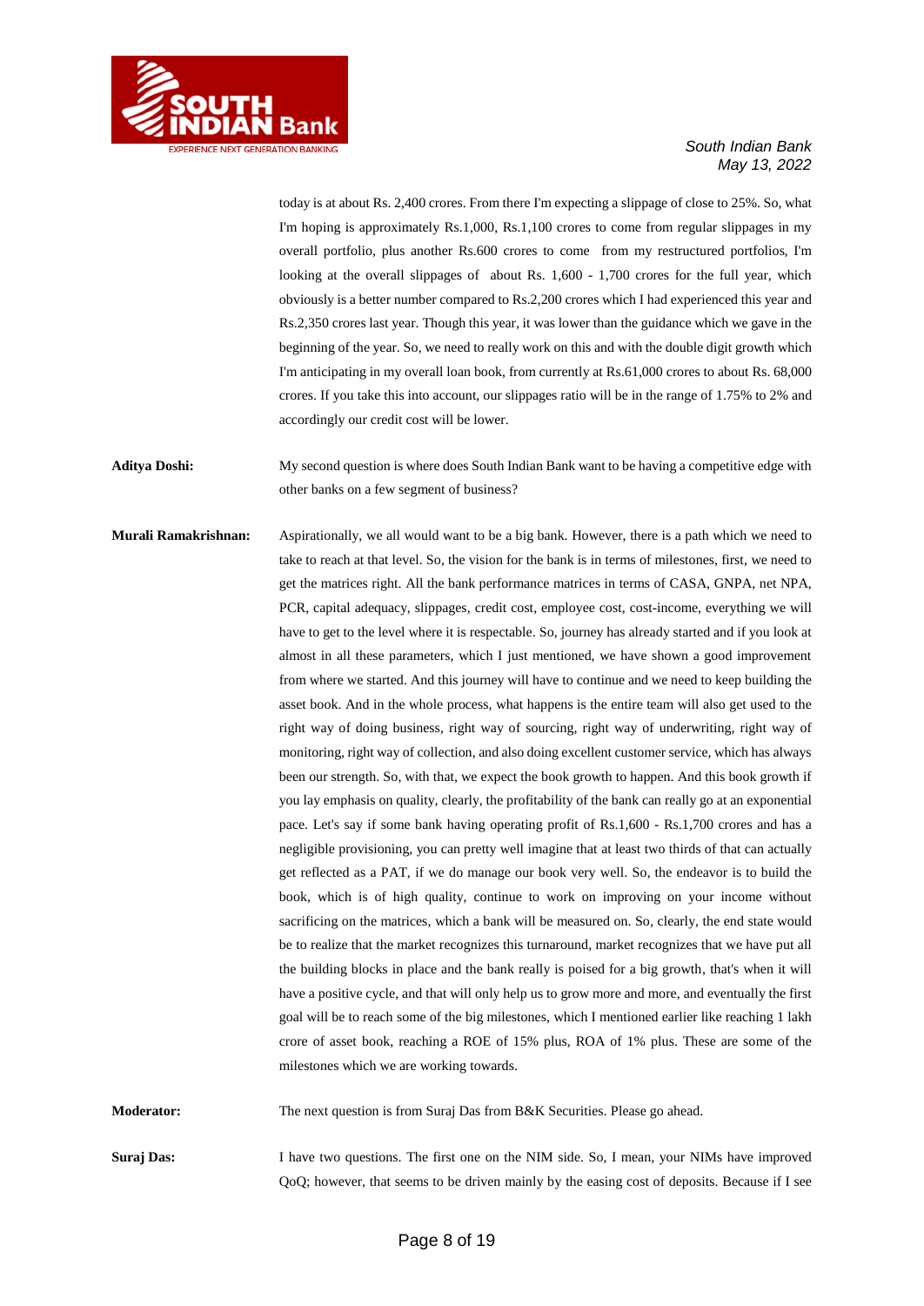today is at about Rs. 2,400 crores. From there I'm expecting a slippage of close to 25%. So, what I'm hoping is approximately Rs.1,000, Rs.1,100 crores to come from regular slippages in my overall portfolio, plus another Rs.600 crores to come from my restructured portfolios, I'm looking at the overall slippages of about Rs. 1,600 - 1,700 crores for the full year, which obviously is a better number compared to Rs.2,200 crores which I had experienced this year and Rs.2,350 crores last year. Though this year, it was lower than the guidance which we gave in the beginning of the year. So, we need to really work on this and with the double digit growth which I'm anticipating in my overall loan book, from currently at Rs.61,000 crores to about Rs. 68,000 crores. If you take this into account, our slippages ratio will be in the range of 1.75% to 2% and accordingly our credit cost will be lower.

**Aditya Doshi:** My second question is where does South Indian Bank want to be having a competitive edge with other banks on a few segment of business?

**Murali Ramakrishnan:** Aspirationally, we all would want to be a big bank. However, there is a path which we need to take to reach at that level. So, the vision for the bank is in terms of milestones, first, we need to get the matrices right. All the bank performance matrices in terms of CASA, GNPA, net NPA, PCR, capital adequacy, slippages, credit cost, employee cost, cost-income, everything we will have to get to the level where it is respectable. So, journey has already started and if you look at almost in all these parameters, which I just mentioned, we have shown a good improvement from where we started. And this journey will have to continue and we need to keep building the asset book. And in the whole process, what happens is the entire team will also get used to the right way of doing business, right way of sourcing, right way of underwriting, right way of monitoring, right way of collection, and also doing excellent customer service, which has always been our strength. So, with that, we expect the book growth to happen. And this book growth if you lay emphasis on quality, clearly, the profitability of the bank can really go at an exponential pace. Let's say if some bank having operating profit of Rs.1,600 - Rs.1,700 crores and has a negligible provisioning, you can pretty well imagine that at least two thirds of that can actually get reflected as a PAT, if we do manage our book very well. So, the endeavor is to build the book, which is of high quality, continue to work on improving on your income without sacrificing on the matrices, which a bank will be measured on. So, clearly, the end state would be to realize that the market recognizes this turnaround, market recognizes that we have put all the building blocks in place and the bank really is poised for a big growth, that's when it will have a positive cycle, and that will only help us to grow more and more, and eventually the first goal will be to reach some of the big milestones, which I mentioned earlier like reaching 1 lakh crore of asset book, reaching a ROE of 15% plus, ROA of 1% plus. These are some of the milestones which we are working towards.

**Moderator:** The next question is from Suraj Das from B&K Securities. Please go ahead.

**Suraj Das:** I have two questions. The first one on the NIM side. So, I mean, your NIMs have improved QoQ; however, that seems to be driven mainly by the easing cost of deposits. Because if I see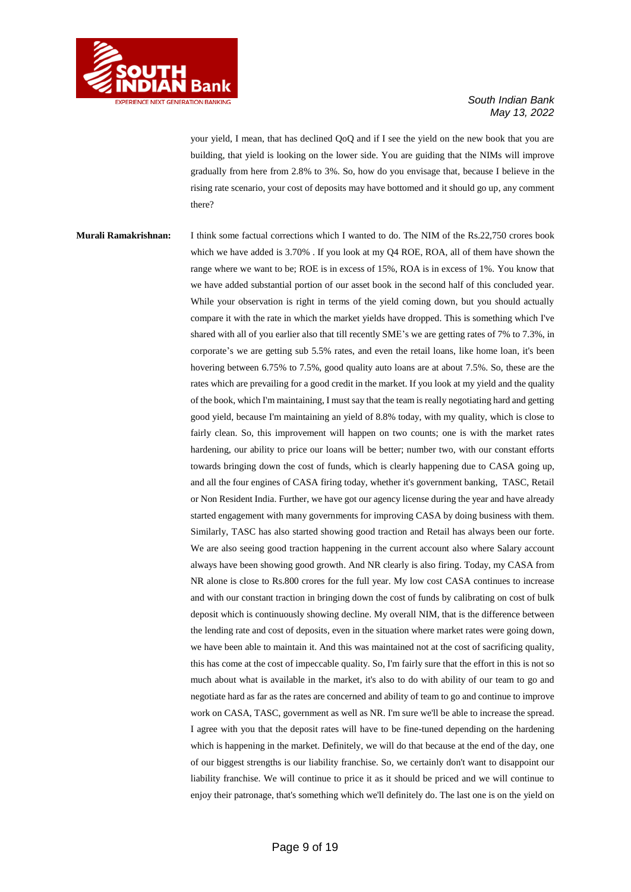your yield, I mean, that has declined QoQ and if I see the yield on the new book that you are building, that yield is looking on the lower side. You are guiding that the NIMs will improve gradually from here from 2.8% to 3%. So, how do you envisage that, because I believe in the rising rate scenario, your cost of deposits may have bottomed and it should go up, any comment there?

**Murali Ramakrishnan:** I think some factual corrections which I wanted to do. The NIM of the Rs.22,750 crores book which we have added is 3.70% . If you look at my Q4 ROE, ROA, all of them have shown the range where we want to be; ROE is in excess of 15%, ROA is in excess of 1%. You know that we have added substantial portion of our asset book in the second half of this concluded year. While your observation is right in terms of the yield coming down, but you should actually compare it with the rate in which the market yields have dropped. This is something which I've shared with all of you earlier also that till recently SME's we are getting rates of 7% to 7.3%, in corporate's we are getting sub 5.5% rates, and even the retail loans, like home loan, it's been hovering between 6.75% to 7.5%, good quality auto loans are at about 7.5%. So, these are the rates which are prevailing for a good credit in the market. If you look at my yield and the quality of the book, which I'm maintaining, I must say that the team is really negotiating hard and getting good yield, because I'm maintaining an yield of 8.8% today, with my quality, which is close to fairly clean. So, this improvement will happen on two counts; one is with the market rates hardening, our ability to price our loans will be better; number two, with our constant efforts towards bringing down the cost of funds, which is clearly happening due to CASA going up, and all the four engines of CASA firing today, whether it's government banking, TASC, Retail or Non Resident India. Further, we have got our agency license during the year and have already started engagement with many governments for improving CASA by doing business with them. Similarly, TASC has also started showing good traction and Retail has always been our forte. We are also seeing good traction happening in the current account also where Salary account always have been showing good growth. And NR clearly is also firing. Today, my CASA from NR alone is close to Rs.800 crores for the full year. My low cost CASA continues to increase and with our constant traction in bringing down the cost of funds by calibrating on cost of bulk deposit which is continuously showing decline. My overall NIM, that is the difference between the lending rate and cost of deposits, even in the situation where market rates were going down, we have been able to maintain it. And this was maintained not at the cost of sacrificing quality, this has come at the cost of impeccable quality. So, I'm fairly sure that the effort in this is not so much about what is available in the market, it's also to do with ability of our team to go and negotiate hard as far as the rates are concerned and ability of team to go and continue to improve work on CASA, TASC, government as well as NR. I'm sure we'll be able to increase the spread. I agree with you that the deposit rates will have to be fine-tuned depending on the hardening which is happening in the market. Definitely, we will do that because at the end of the day, one of our biggest strengths is our liability franchise. So, we certainly don't want to disappoint our liability franchise. We will continue to price it as it should be priced and we will continue to enjoy their patronage, that's something which we'll definitely do. The last one is on the yield on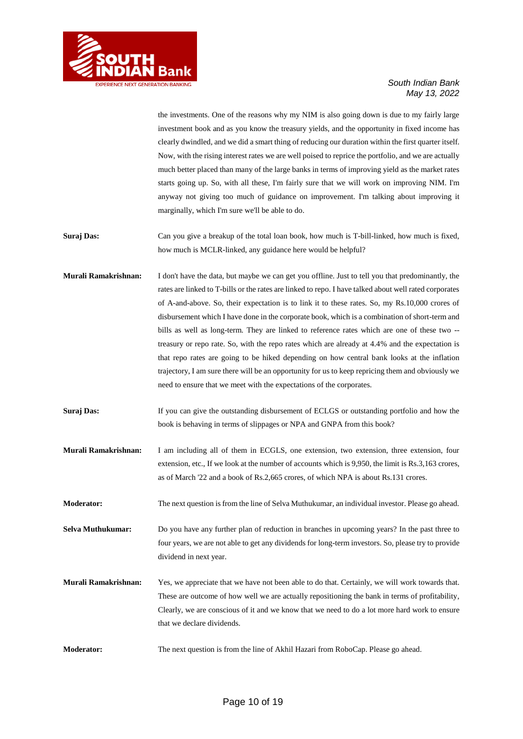the investments. One of the reasons why my NIM is also going down is due to my fairly large investment book and as you know the treasury yields, and the opportunity in fixed income has clearly dwindled, and we did a smart thing of reducing our duration within the first quarter itself. Now, with the rising interest rates we are well poised to reprice the portfolio, and we are actually much better placed than many of the large banks in terms of improving yield as the market rates starts going up. So, with all these, I'm fairly sure that we will work on improving NIM. I'm anyway not giving too much of guidance on improvement. I'm talking about improving it marginally, which I'm sure we'll be able to do.

**Suraj Das:** Can you give a breakup of the total loan book, how much is T-bill-linked, how much is fixed, how much is MCLR-linked, any guidance here would be helpful?

**Murali Ramakrishnan:** I don't have the data, but maybe we can get you offline. Just to tell you that predominantly, the rates are linked to T-bills or the rates are linked to repo. I have talked about well rated corporates of A-and-above. So, their expectation is to link it to these rates. So, my Rs.10,000 crores of disbursement which I have done in the corporate book, which is a combination of short-term and bills as well as long-term. They are linked to reference rates which are one of these two -- treasury or repo rate. So, with the repo rates which are already at 4.4% and the expectation is that repo rates are going to be hiked depending on how central bank looks at the inflation trajectory, I am sure there will be an opportunity for us to keep repricing them and obviously we need to ensure that we meet with the expectations of the corporates.

**Suraj Das:** If you can give the outstanding disbursement of ECLGS or outstanding portfolio and how the book is behaving in terms of slippages or NPA and GNPA from this book?

**Murali Ramakrishnan:** I am including all of them in ECGLS, one extension, two extension, three extension, four extension, etc., If we look at the number of accounts which is 9,950, the limit is Rs.3,163 crores, as of March '22 and a book of Rs.2,665 crores, of which NPA is about Rs.131 crores.

**Moderator:** The next question is from the line of Selva Muthukumar, an individual investor. Please go ahead.

**Selva Muthukumar:** Do you have any further plan of reduction in branches in upcoming years? In the past three to four years, we are not able to get any dividends for long-term investors. So, please try to provide dividend in next year.

**Murali Ramakrishnan:** Yes, we appreciate that we have not been able to do that. Certainly, we will work towards that. These are outcome of how well we are actually repositioning the bank in terms of profitability, Clearly, we are conscious of it and we know that we need to do a lot more hard work to ensure that we declare dividends.

**Moderator:** The next question is from the line of Akhil Hazari from RoboCap. Please go ahead.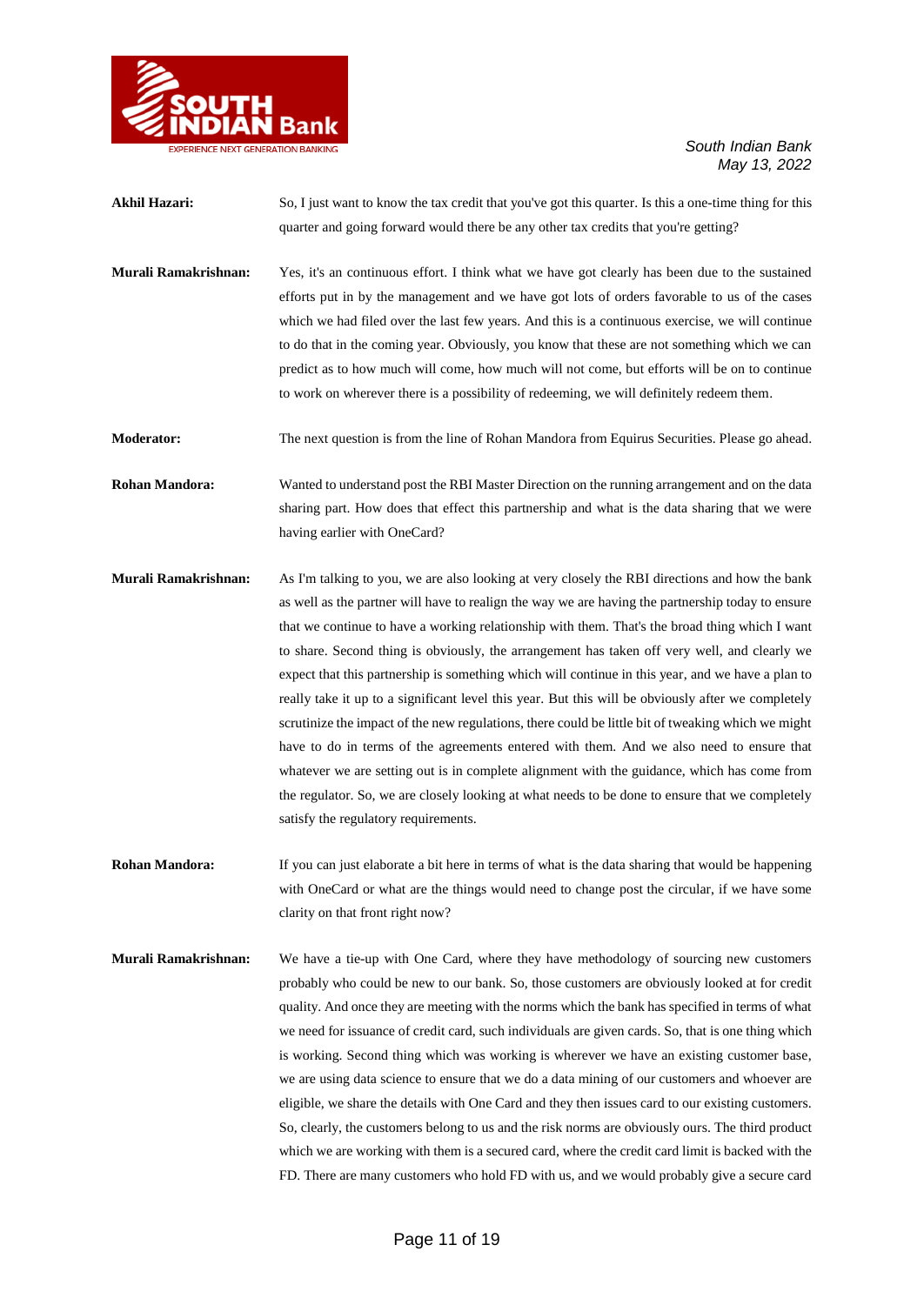**Akhil Hazari:** So, I just want to know the tax credit that you've got this quarter. Is this a one-time thing for this quarter and going forward would there be any other tax credits that you're getting?

**Murali Ramakrishnan:** Yes, it's an continuous effort. I think what we have got clearly has been due to the sustained efforts put in by the management and we have got lots of orders favorable to us of the cases which we had filed over the last few years. And this is a continuous exercise, we will continue to do that in the coming year. Obviously, you know that these are not something which we can predict as to how much will come, how much will not come, but efforts will be on to continue to work on wherever there is a possibility of redeeming, we will definitely redeem them.

**Moderator:** The next question is from the line of Rohan Mandora from Equirus Securities. Please go ahead.

**Rohan Mandora:** Wanted to understand post the RBI Master Direction on the running arrangement and on the data sharing part. How does that effect this partnership and what is the data sharing that we were having earlier with OneCard?

**Murali Ramakrishnan:** As I'm talking to you, we are also looking at very closely the RBI directions and how the bank as well as the partner will have to realign the way we are having the partnership today to ensure that we continue to have a working relationship with them. That's the broad thing which I want to share. Second thing is obviously, the arrangement has taken off very well, and clearly we expect that this partnership is something which will continue in this year, and we have a plan to really take it up to a significant level this year. But this will be obviously after we completely scrutinize the impact of the new regulations, there could be little bit of tweaking which we might have to do in terms of the agreements entered with them. And we also need to ensure that whatever we are setting out is in complete alignment with the guidance, which has come from the regulator. So, we are closely looking at what needs to be done to ensure that we completely satisfy the regulatory requirements.

**Rohan Mandora:** If you can just elaborate a bit here in terms of what is the data sharing that would be happening with OneCard or what are the things would need to change post the circular, if we have some clarity on that front right now?

**Murali Ramakrishnan:** We have a tie-up with One Card, where they have methodology of sourcing new customers probably who could be new to our bank. So, those customers are obviously looked at for credit quality. And once they are meeting with the norms which the bank has specified in terms of what we need for issuance of credit card, such individuals are given cards. So, that is one thing which is working. Second thing which was working is wherever we have an existing customer base, we are using data science to ensure that we do a data mining of our customers and whoever are eligible, we share the details with One Card and they then issues card to our existing customers. So, clearly, the customers belong to us and the risk norms are obviously ours. The third product which we are working with them is a secured card, where the credit card limit is backed with the FD. There are many customers who hold FD with us, and we would probably give a secure card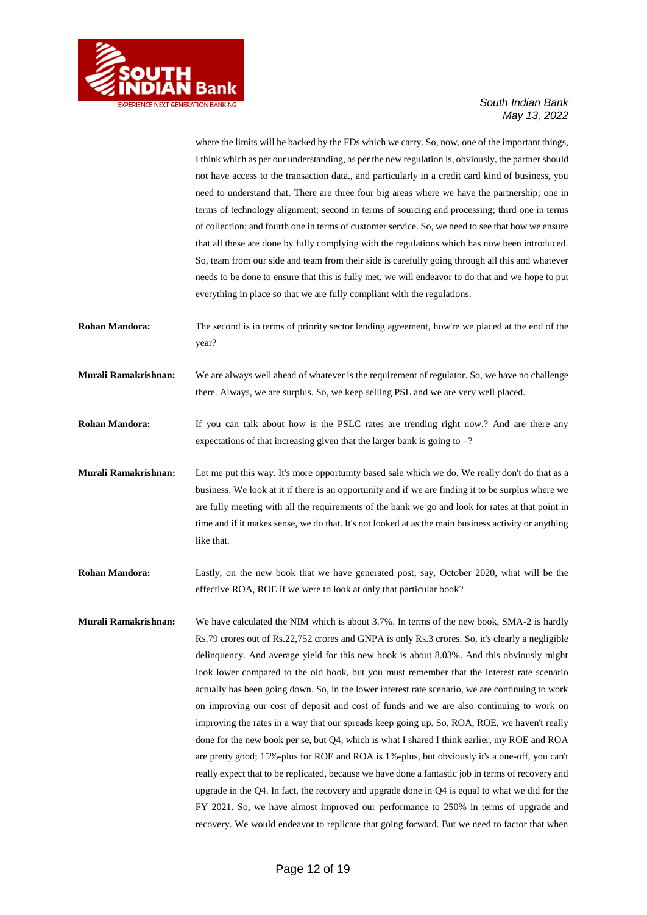where the limits will be backed by the FDs which we carry. So, now, one of the important things, I think which as per our understanding, as per the new regulation is, obviously, the partner should not have access to the transaction data., and particularly in a credit card kind of business, you need to understand that. There are three four big areas where we have the partnership; one in terms of technology alignment; second in terms of sourcing and processing; third one in terms of collection; and fourth one in terms of customer service. So, we need to see that how we ensure that all these are done by fully complying with the regulations which has now been introduced. So, team from our side and team from their side is carefully going through all this and whatever needs to be done to ensure that this is fully met, we will endeavor to do that and we hope to put everything in place so that we are fully compliant with the regulations.

**Rohan Mandora:** The second is in terms of priority sector lending agreement, how're we placed at the end of the year?

**Murali Ramakrishnan:** We are always well ahead of whatever is the requirement of regulator. So, we have no challenge there. Always, we are surplus. So, we keep selling PSL and we are very well placed.

**Rohan Mandora:** If you can talk about how is the PSLC rates are trending right now.? And are there any expectations of that increasing given that the larger bank is going to –?

**Murali Ramakrishnan:** Let me put this way. It's more opportunity based sale which we do. We really don't do that as a business. We look at it if there is an opportunity and if we are finding it to be surplus where we are fully meeting with all the requirements of the bank we go and look for rates at that point in time and if it makes sense, we do that. It's not looked at as the main business activity or anything like that.

**Rohan Mandora:** Lastly, on the new book that we have generated post, say, October 2020, what will be the effective ROA, ROE if we were to look at only that particular book?

**Murali Ramakrishnan:** We have calculated the NIM which is about 3.7%. In terms of the new book, SMA-2 is hardly Rs.79 crores out of Rs.22,752 crores and GNPA is only Rs.3 crores. So, it's clearly a negligible delinquency. And average yield for this new book is about 8.03%. And this obviously might look lower compared to the old book, but you must remember that the interest rate scenario actually has been going down. So, in the lower interest rate scenario, we are continuing to work on improving our cost of deposit and cost of funds and we are also continuing to work on improving the rates in a way that our spreads keep going up. So, ROA, ROE, we haven't really done for the new book per se, but Q4, which is what I shared I think earlier, my ROE and ROA are pretty good; 15%-plus for ROE and ROA is 1%-plus, but obviously it's a one-off, you can't really expect that to be replicated, because we have done a fantastic job in terms of recovery and upgrade in the Q4. In fact, the recovery and upgrade done in Q4 is equal to what we did for the FY 2021. So, we have almost improved our performance to 250% in terms of upgrade and recovery. We would endeavor to replicate that going forward. But we need to factor that when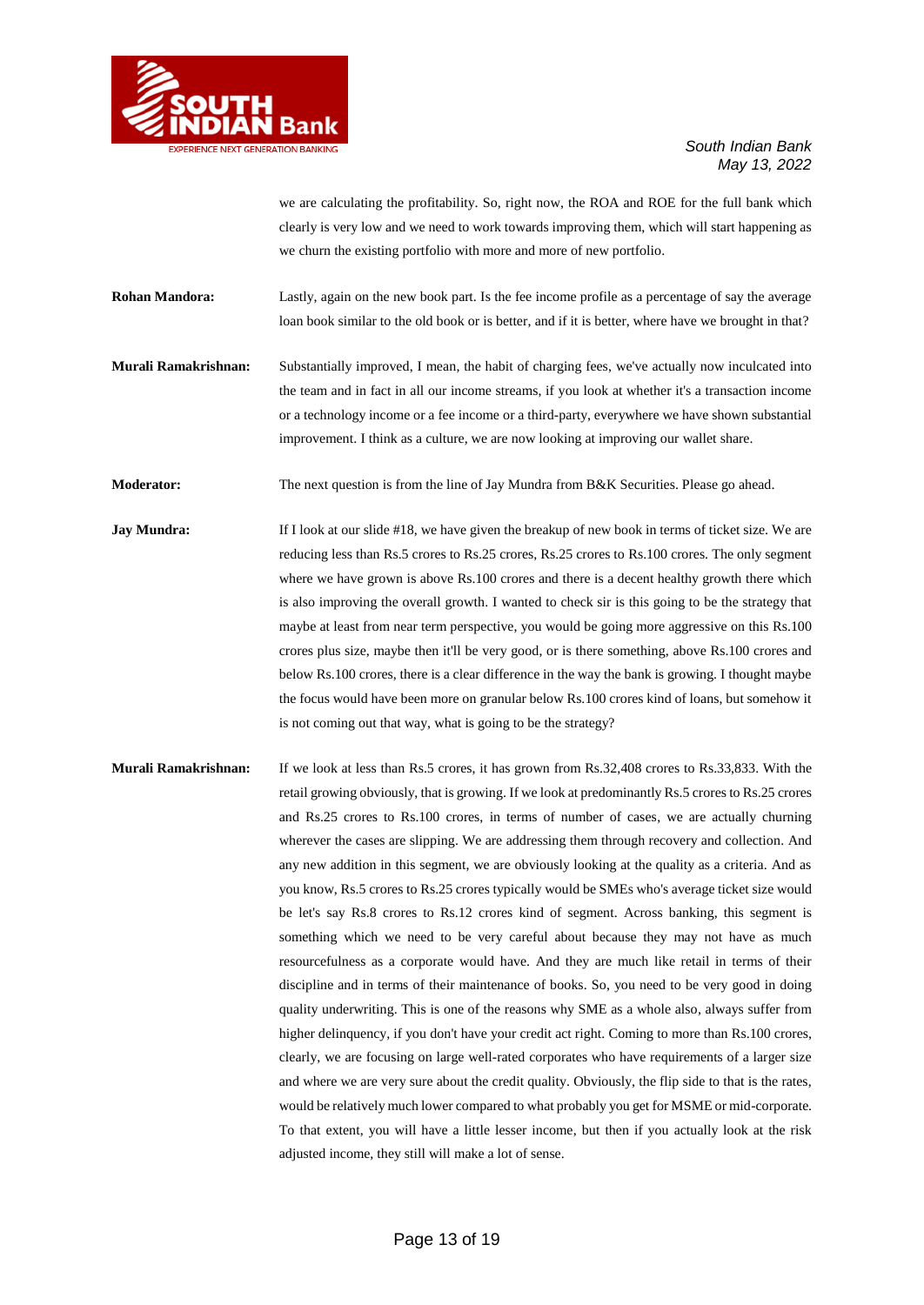we are calculating the profitability. So, right now, the ROA and ROE for the full bank which clearly is very low and we need to work towards improving them, which will start happening as we churn the existing portfolio with more and more of new portfolio.

**Rohan Mandora:** Lastly, again on the new book part. Is the fee income profile as a percentage of say the average loan book similar to the old book or is better, and if it is better, where have we brought in that?

**Murali Ramakrishnan:** Substantially improved, I mean, the habit of charging fees, we've actually now inculcated into the team and in fact in all our income streams, if you look at whether it's a transaction income or a technology income or a fee income or a third-party, everywhere we have shown substantial improvement. I think as a culture, we are now looking at improving our wallet share.

**Moderator:** The next question is from the line of Jay Mundra from B&K Securities. Please go ahead.

**Jay Mundra:** If I look at our slide #18, we have given the breakup of new book in terms of ticket size. We are reducing less than Rs.5 crores to Rs.25 crores, Rs.25 crores to Rs.100 crores. The only segment where we have grown is above Rs.100 crores and there is a decent healthy growth there which is also improving the overall growth. I wanted to check sir is this going to be the strategy that maybe at least from near term perspective, you would be going more aggressive on this Rs.100 crores plus size, maybe then it'll be very good, or is there something, above Rs.100 crores and below Rs.100 crores, there is a clear difference in the way the bank is growing. I thought maybe the focus would have been more on granular below Rs.100 crores kind of loans, but somehow it is not coming out that way, what is going to be the strategy?

**Murali Ramakrishnan:** If we look at less than Rs.5 crores, it has grown from Rs.32,408 crores to Rs.33,833. With the retail growing obviously, that is growing. If we look at predominantly Rs.5 crores to Rs.25 crores and Rs.25 crores to Rs.100 crores, in terms of number of cases, we are actually churning wherever the cases are slipping. We are addressing them through recovery and collection. And any new addition in this segment, we are obviously looking at the quality as a criteria. And as you know, Rs.5 crores to Rs.25 crores typically would be SMEs who's average ticket size would be let's say Rs.8 crores to Rs.12 crores kind of segment. Across banking, this segment is something which we need to be very careful about because they may not have as much resourcefulness as a corporate would have. And they are much like retail in terms of their discipline and in terms of their maintenance of books. So, you need to be very good in doing quality underwriting. This is one of the reasons why SME as a whole also, always suffer from higher delinquency, if you don't have your credit act right. Coming to more than Rs.100 crores, clearly, we are focusing on large well-rated corporates who have requirements of a larger size and where we are very sure about the credit quality. Obviously, the flip side to that is the rates, would be relatively much lower compared to what probably you get for MSME or mid-corporate. To that extent, you will have a little lesser income, but then if you actually look at the risk adjusted income, they still will make a lot of sense.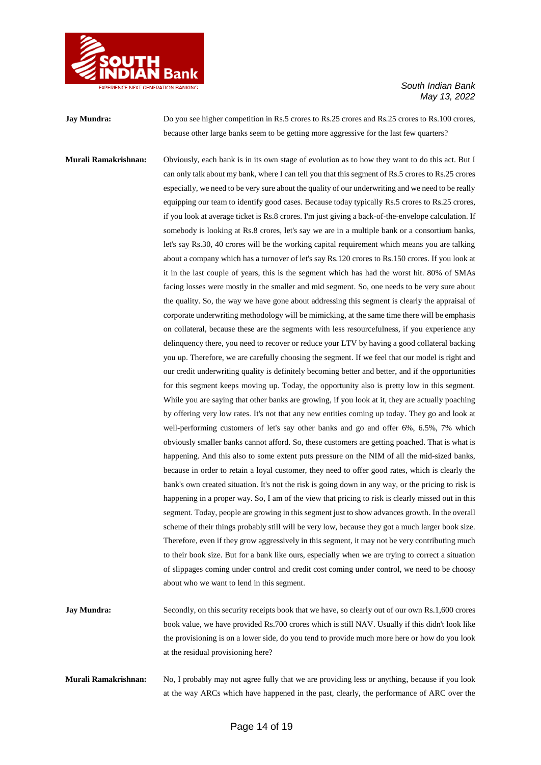**Jay Mundra:** Do you see higher competition in Rs.5 crores to Rs.25 crores and Rs.25 crores to Rs.100 crores, because other large banks seem to be getting more aggressive for the last few quarters?

**Murali Ramakrishnan:** Obviously, each bank is in its own stage of evolution as to how they want to do this act. But I can only talk about my bank, where I can tell you that this segment of Rs.5 crores to Rs.25 crores especially, we need to be very sure about the quality of our underwriting and we need to be really equipping our team to identify good cases. Because today typically Rs.5 crores to Rs.25 crores, if you look at average ticket is Rs.8 crores. I'm just giving a back-of-the-envelope calculation. If somebody is looking at Rs.8 crores, let's say we are in a multiple bank or a consortium banks, let's say Rs.30, 40 crores will be the working capital requirement which means you are talking about a company which has a turnover of let's say Rs.120 crores to Rs.150 crores. If you look at it in the last couple of years, this is the segment which has had the worst hit. 80% of SMAs facing losses were mostly in the smaller and mid segment. So, one needs to be very sure about the quality. So, the way we have gone about addressing this segment is clearly the appraisal of corporate underwriting methodology will be mimicking, at the same time there will be emphasis on collateral, because these are the segments with less resourcefulness, if you experience any delinquency there, you need to recover or reduce your LTV by having a good collateral backing you up. Therefore, we are carefully choosing the segment. If we feel that our model is right and our credit underwriting quality is definitely becoming better and better, and if the opportunities for this segment keeps moving up. Today, the opportunity also is pretty low in this segment. While you are saying that other banks are growing, if you look at it, they are actually poaching by offering very low rates. It's not that any new entities coming up today. They go and look at well-performing customers of let's say other banks and go and offer 6%, 6.5%, 7% which obviously smaller banks cannot afford. So, these customers are getting poached. That is what is happening. And this also to some extent puts pressure on the NIM of all the mid-sized banks, because in order to retain a loyal customer, they need to offer good rates, which is clearly the bank's own created situation. It's not the risk is going down in any way, or the pricing to risk is happening in a proper way. So, I am of the view that pricing to risk is clearly missed out in this segment. Today, people are growing in this segment just to show advances growth. In the overall scheme of their things probably still will be very low, because they got a much larger book size. Therefore, even if they grow aggressively in this segment, it may not be very contributing much to their book size. But for a bank like ours, especially when we are trying to correct a situation of slippages coming under control and credit cost coming under control, we need to be choosy about who we want to lend in this segment.

**Jay Mundra:** Secondly, on this security receipts book that we have, so clearly out of our own Rs.1,600 crores book value, we have provided Rs.700 crores which is still NAV. Usually if this didn't look like the provisioning is on a lower side, do you tend to provide much more here or how do you look at the residual provisioning here?

**Murali Ramakrishnan:** No, I probably may not agree fully that we are providing less or anything, because if you look at the way ARCs which have happened in the past, clearly, the performance of ARC over the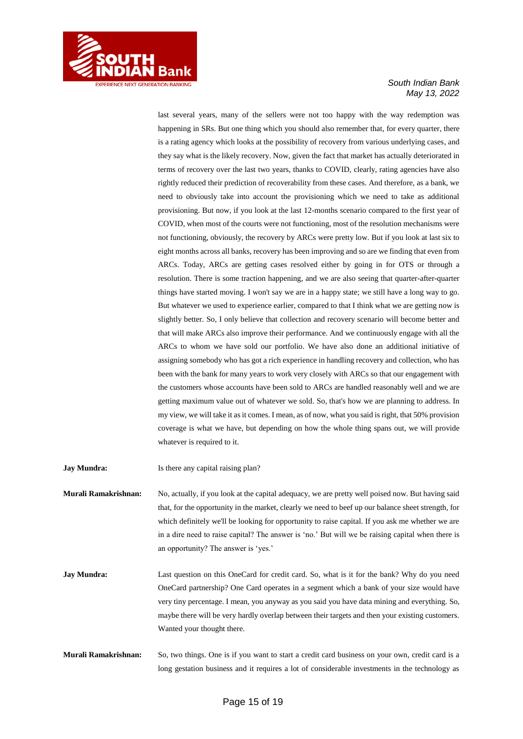last several years, many of the sellers were not too happy with the way redemption was happening in SRs. But one thing which you should also remember that, for every quarter, there is a rating agency which looks at the possibility of recovery from various underlying cases, and they say what is the likely recovery. Now, given the fact that market has actually deteriorated in terms of recovery over the last two years, thanks to COVID, clearly, rating agencies have also rightly reduced their prediction of recoverability from these cases. And therefore, as a bank, we need to obviously take into account the provisioning which we need to take as additional provisioning. But now, if you look at the last 12-months scenario compared to the first year of COVID, when most of the courts were not functioning, most of the resolution mechanisms were not functioning, obviously, the recovery by ARCs were pretty low. But if you look at last six to eight months across all banks, recovery has been improving and so are we finding that even from ARCs. Today, ARCs are getting cases resolved either by going in for OTS or through a resolution. There is some traction happening, and we are also seeing that quarter-after-quarter things have started moving. I won't say we are in a happy state; we still have a long way to go. But whatever we used to experience earlier, compared to that I think what we are getting now is slightly better. So, I only believe that collection and recovery scenario will become better and that will make ARCs also improve their performance. And we continuously engage with all the ARCs to whom we have sold our portfolio. We have also done an additional initiative of assigning somebody who has got a rich experience in handling recovery and collection, who has been with the bank for many years to work very closely with ARCs so that our engagement with the customers whose accounts have been sold to ARCs are handled reasonably well and we are getting maximum value out of whatever we sold. So, that's how we are planning to address. In my view, we will take it as it comes. I mean, as of now, what you said is right, that 50% provision coverage is what we have, but depending on how the whole thing spans out, we will provide whatever is required to it.

**Jay Mundra:** Is there any capital raising plan?

**Murali Ramakrishnan:** No, actually, if you look at the capital adequacy, we are pretty well poised now. But having said that, for the opportunity in the market, clearly we need to beef up our balance sheet strength, for which definitely we'll be looking for opportunity to raise capital. If you ask me whether we are in a dire need to raise capital? The answer is 'no.' But will we be raising capital when there is an opportunity? The answer is 'yes.'

**Jay Mundra:** Last question on this OneCard for credit card. So, what is it for the bank? Why do you need OneCard partnership? One Card operates in a segment which a bank of your size would have very tiny percentage. I mean, you anyway as you said you have data mining and everything. So, maybe there will be very hardly overlap between their targets and then your existing customers. Wanted your thought there.

**Murali Ramakrishnan:** So, two things. One is if you want to start a credit card business on your own, credit card is a long gestation business and it requires a lot of considerable investments in the technology as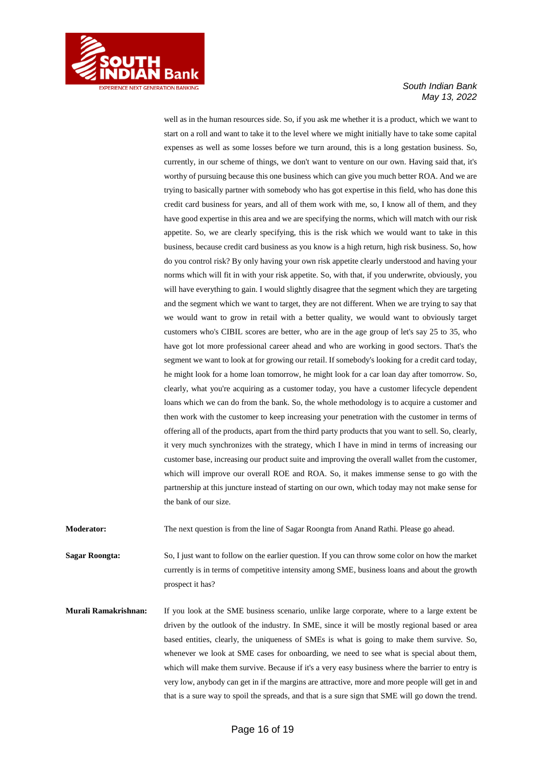well as in the human resources side. So, if you ask me whether it is a product, which we want to start on a roll and want to take it to the level where we might initially have to take some capital expenses as well as some losses before we turn around, this is a long gestation business. So, currently, in our scheme of things, we don't want to venture on our own. Having said that, it's worthy of pursuing because this one business which can give you much better ROA. And we are trying to basically partner with somebody who has got expertise in this field, who has done this credit card business for years, and all of them work with me, so, I know all of them, and they have good expertise in this area and we are specifying the norms, which will match with our risk appetite. So, we are clearly specifying, this is the risk which we would want to take in this business, because credit card business as you know is a high return, high risk business. So, how do you control risk? By only having your own risk appetite clearly understood and having your norms which will fit in with your risk appetite. So, with that, if you underwrite, obviously, you will have everything to gain. I would slightly disagree that the segment which they are targeting and the segment which we want to target, they are not different. When we are trying to say that we would want to grow in retail with a better quality, we would want to obviously target customers who's CIBIL scores are better, who are in the age group of let's say 25 to 35, who have got lot more professional career ahead and who are working in good sectors. That's the segment we want to look at for growing our retail. If somebody's looking for a credit card today, he might look for a home loan tomorrow, he might look for a car loan day after tomorrow. So, clearly, what you're acquiring as a customer today, you have a customer lifecycle dependent loans which we can do from the bank. So, the whole methodology is to acquire a customer and then work with the customer to keep increasing your penetration with the customer in terms of offering all of the products, apart from the third party products that you want to sell. So, clearly, it very much synchronizes with the strategy, which I have in mind in terms of increasing our customer base, increasing our product suite and improving the overall wallet from the customer, which will improve our overall ROE and ROA. So, it makes immense sense to go with the partnership at this juncture instead of starting on our own, which today may not make sense for the bank of our size.

**Moderator:** The next question is from the line of Sagar Roongta from Anand Rathi. Please go ahead.

**Sagar Roongta:** So, I just want to follow on the earlier question. If you can throw some color on how the market currently is in terms of competitive intensity among SME, business loans and about the growth prospect it has?

**Murali Ramakrishnan:** If you look at the SME business scenario, unlike large corporate, where to a large extent be driven by the outlook of the industry. In SME, since it will be mostly regional based or area based entities, clearly, the uniqueness of SMEs is what is going to make them survive. So, whenever we look at SME cases for onboarding, we need to see what is special about them, which will make them survive. Because if it's a very easy business where the barrier to entry is very low, anybody can get in if the margins are attractive, more and more people will get in and that is a sure way to spoil the spreads, and that is a sure sign that SME will go down the trend.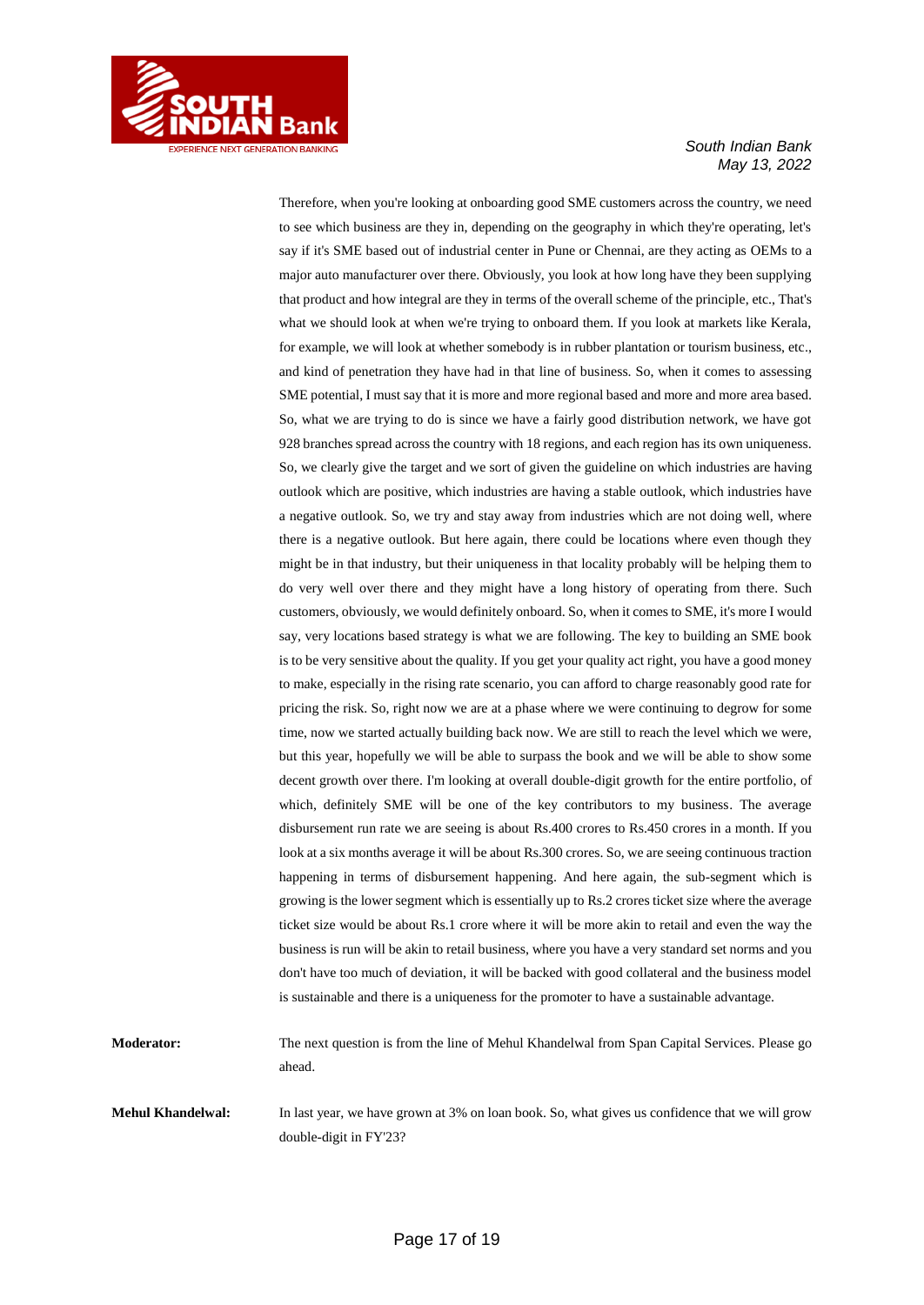Therefore, when you're looking at onboarding good SME customers across the country, we need to see which business are they in, depending on the geography in which they're operating, let's say if it's SME based out of industrial center in Pune or Chennai, are they acting as OEMs to a major auto manufacturer over there. Obviously, you look at how long have they been supplying that product and how integral are they in terms of the overall scheme of the principle, etc., That's what we should look at when we're trying to onboard them. If you look at markets like Kerala, for example, we will look at whether somebody is in rubber plantation or tourism business, etc., and kind of penetration they have had in that line of business. So, when it comes to assessing SME potential, I must say that it is more and more regional based and more and more area based. So, what we are trying to do is since we have a fairly good distribution network, we have got 928 branches spread across the country with 18 regions, and each region has its own uniqueness. So, we clearly give the target and we sort of given the guideline on which industries are having outlook which are positive, which industries are having a stable outlook, which industries have a negative outlook. So, we try and stay away from industries which are not doing well, where there is a negative outlook. But here again, there could be locations where even though they might be in that industry, but their uniqueness in that locality probably will be helping them to do very well over there and they might have a long history of operating from there. Such customers, obviously, we would definitely onboard. So, when it comes to SME, it's more I would say, very locations based strategy is what we are following. The key to building an SME book is to be very sensitive about the quality. If you get your quality act right, you have a good money to make, especially in the rising rate scenario, you can afford to charge reasonably good rate for pricing the risk. So, right now we are at a phase where we were continuing to degrow for some time, now we started actually building back now. We are still to reach the level which we were, but this year, hopefully we will be able to surpass the book and we will be able to show some decent growth over there. I'm looking at overall double-digit growth for the entire portfolio, of which, definitely SME will be one of the key contributors to my business. The average disbursement run rate we are seeing is about Rs.400 crores to Rs.450 crores in a month. If you look at a six months average it will be about Rs.300 crores. So, we are seeing continuous traction happening in terms of disbursement happening. And here again, the sub-segment which is growing is the lower segment which is essentially up to Rs.2 crores ticket size where the average ticket size would be about Rs.1 crore where it will be more akin to retail and even the way the business is run will be akin to retail business, where you have a very standard set norms and you don't have too much of deviation, it will be backed with good collateral and the business model is sustainable and there is a uniqueness for the promoter to have a sustainable advantage.

**Moderator:** The next question is from the line of Mehul Khandelwal from Span Capital Services. Please go ahead.

**Mehul Khandelwal:** In last year, we have grown at 3% on loan book. So, what gives us confidence that we will grow double-digit in FY'23?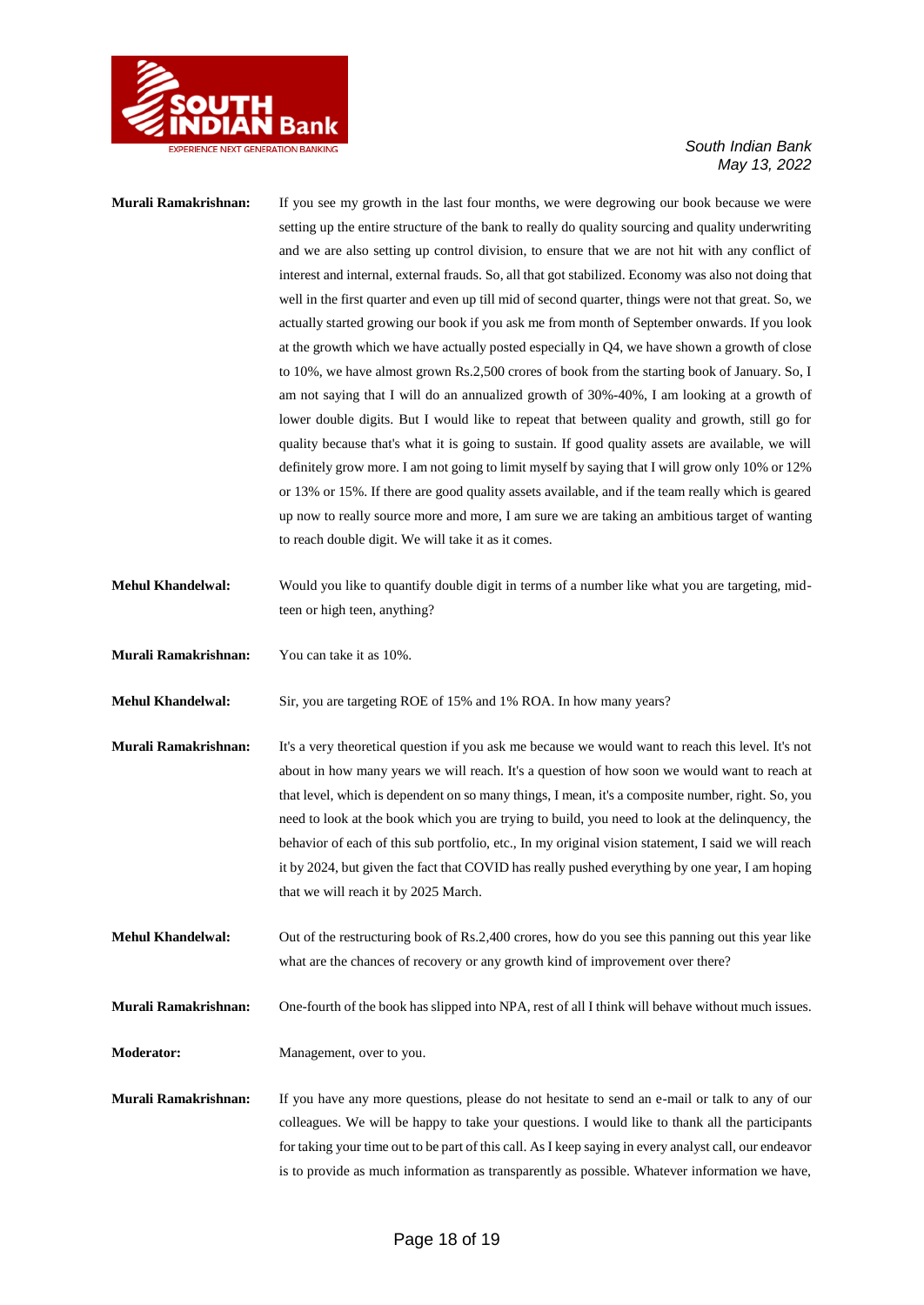**Murali Ramakrishnan:** If you see my growth in the last four months, we were degrowing our book because we were setting up the entire structure of the bank to really do quality sourcing and quality underwriting and we are also setting up control division, to ensure that we are not hit with any conflict of interest and internal, external frauds. So, all that got stabilized. Economy was also not doing that well in the first quarter and even up till mid of second quarter, things were not that great. So, we actually started growing our book if you ask me from month of September onwards. If you look at the growth which we have actually posted especially in Q4, we have shown a growth of close to 10%, we have almost grown Rs.2,500 crores of book from the starting book of January. So, I am not saying that I will do an annualized growth of 30%-40%, I am looking at a growth of lower double digits. But I would like to repeat that between quality and growth, still go for quality because that's what it is going to sustain. If good quality assets are available, we will definitely grow more. I am not going to limit myself by saying that I will grow only 10% or 12% or 13% or 15%. If there are good quality assets available, and if the team really which is geared up now to really source more and more, I am sure we are taking an ambitious target of wanting to reach double digit. We will take it as it comes.

**Mehul Khandelwal:** Would you like to quantify double digit in terms of a number like what you are targeting, mid-teen or high teen, anything?

**Murali Ramakrishnan:** You can take it as 10%.

**Mehul Khandelwal:** Sir, you are targeting ROE of 15% and 1% ROA. In how many years?

**Murali Ramakrishnan:** It's a very theoretical question if you ask me because we would want to reach this level. It's not about in how many years we will reach. It's a question of how soon we would want to reach at that level, which is dependent on so many things, I mean, it's a composite number, right. So, you need to look at the book which you are trying to build, you need to look at the delinquency, the behavior of each of this sub portfolio, etc., In my original vision statement, I said we will reach it by 2024, but given the fact that COVID has really pushed everything by one year, I am hoping that we will reach it by 2025 March.

**Mehul Khandelwal:** Out of the restructuring book of Rs.2,400 crores, how do you see this panning out this year like what are the chances of recovery or any growth kind of improvement over there?

**Murali Ramakrishnan:** One-fourth of the book has slipped into NPA, rest of all I think will behave without much issues.

**Moderator:** Management, over to you.

**Murali Ramakrishnan:** If you have any more questions, please do not hesitate to send an e-mail or talk to any of our colleagues. We will be happy to take your questions. I would like to thank all the participants for taking your time out to be part of this call. As I keep saying in every analyst call, our endeavor is to provide as much information as transparently as possible. Whatever information we have,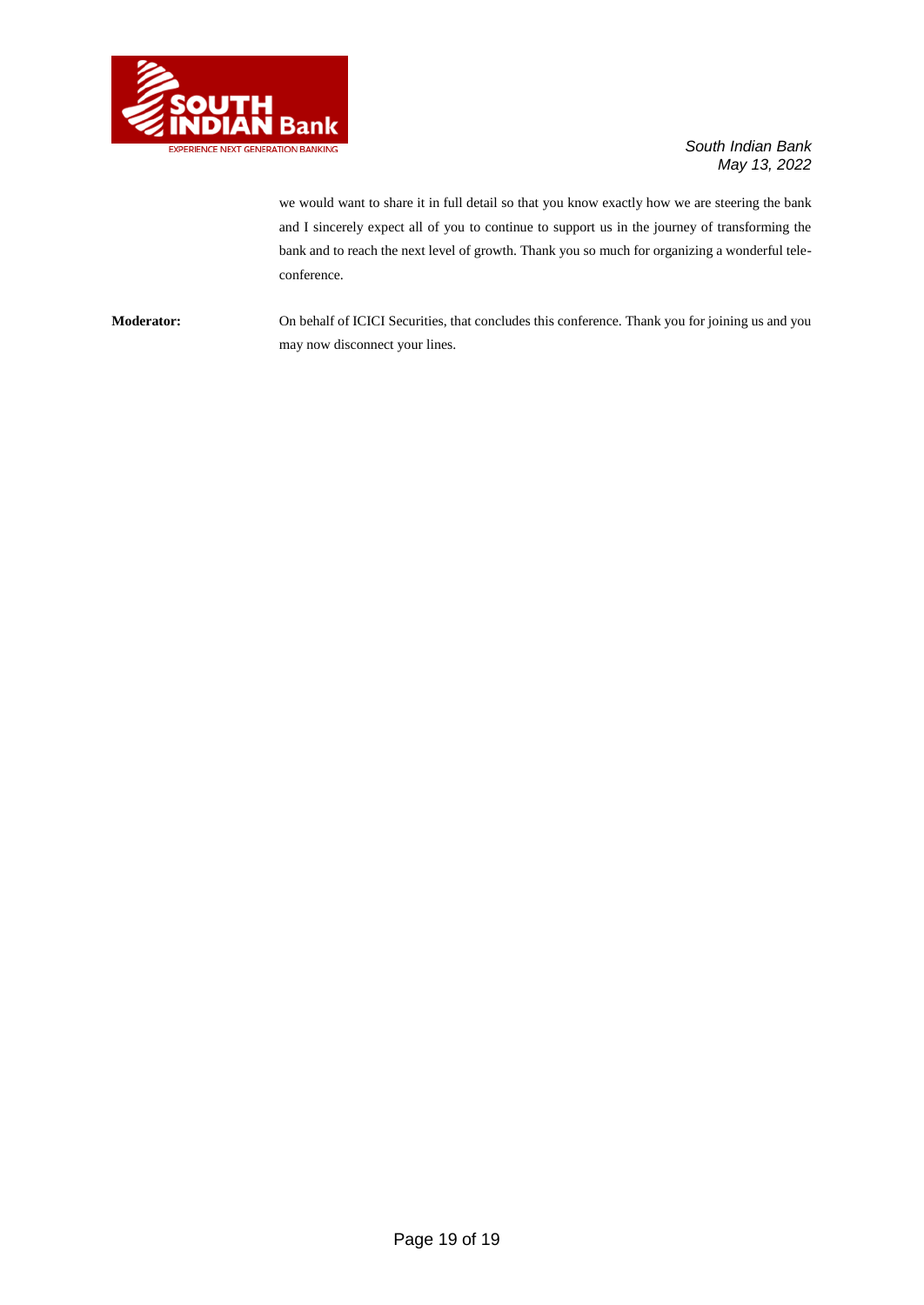we would want to share it in full detail so that you know exactly how we are steering the bank and I sincerely expect all of you to continue to support us in the journey of transforming the bank and to reach the next level of growth. Thank you so much for organizing a wonderful tele-conference.

**Moderator:** On behalf of ICICI Securities, that concludes this conference. Thank you for joining us and you may now disconnect your lines.